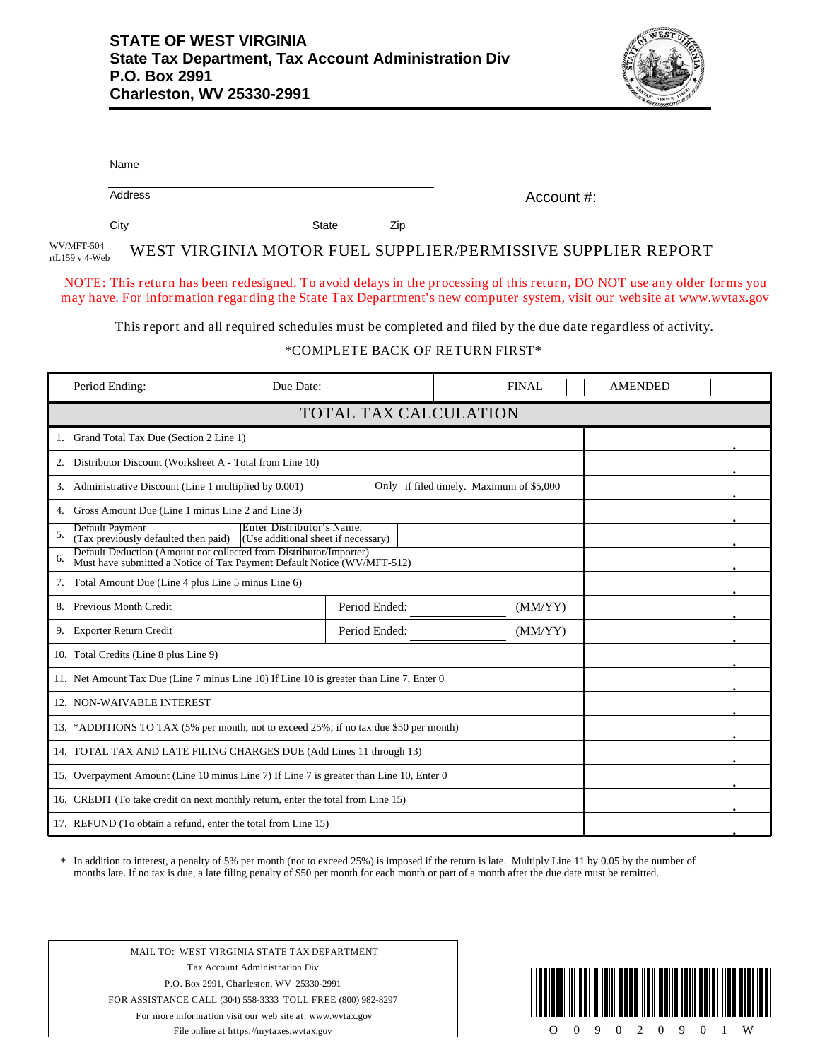**STATE OF WEST VIRGINIA**
**State Tax Department, Tax Account Administration Div**
**P.O. Box 2991**
**Charleston, WV 25330-2991**

Name

Address

City State Zip

Account #:

WV/MFT-504
rtL159 v 4-Web

# WEST VIRGINIA MOTOR FUEL SUPPLIER/PERMISSIVE SUPPLIER REPORT

NOTE: This return has been redesigned. To avoid delays in the processing of this return, DO NOT use any older forms you may have. For information regarding the State Tax Department's new computer system, visit our website at www.wvtax.gov

This report and all required schedules must be completed and filed by the due date regardless of activity.

*COMPLETE BACK OF RETURN FIRST*

| Period Ending: | Due Date: | FINAL ☐ | AMENDED ☐ |
|---|---|---|---|

| TOTAL TAX CALCULATION | |
|---|---|
| 1. Grand Total Tax Due (Section 2 Line 1) | . |
| 2. Distributor Discount (Worksheet A - Total from Line 10) | . |
| 3. Administrative Discount (Line 1 multiplied by 0.001) — Only if filed timely. Maximum of $5,000 | . |
| 4. Gross Amount Due (Line 1 minus Line 2 and Line 3) | . |
| 5. Default Payment (Tax previously defaulted then paid) — Enter Distributor's Name: (Use additional sheet if necessary) | . |
| 6. Default Deduction (Amount not collected from Distributor/Importer) Must have submitted a Notice of Tax Payment Default Notice (WV/MFT-512) | . |
| 7. Total Amount Due (Line 4 plus Line 5 minus Line 6) | . |
| 8. Previous Month Credit — Period Ended: ________ (MM/YY) | . |
| 9. Exporter Return Credit — Period Ended: ________ (MM/YY) | . |
| 10. Total Credits (Line 8 plus Line 9) | . |
| 11. Net Amount Tax Due (Line 7 minus Line 10) If Line 10 is greater than Line 7, Enter 0 | . |
| 12. NON-WAIVABLE INTEREST | . |
| 13. *ADDITIONS TO TAX (5% per month, not to exceed 25%; if no tax due $50 per month) | . |
| 14. TOTAL TAX AND LATE FILING CHARGES DUE (Add Lines 11 through 13) | . |
| 15. Overpayment Amount (Line 10 minus Line 7) If Line 7 is greater than Line 10, Enter 0 | . |
| 16. CREDIT (To take credit on next monthly return, enter the total from Line 15) | . |
| 17. REFUND (To obtain a refund, enter the total from Line 15) | . |

\* In addition to interest, a penalty of 5% per month (not to exceed 25%) is imposed if the return is late. Multiply Line 11 by 0.05 by the number of months late. If no tax is due, a late filing penalty of $50 per month for each month or part of a month after the due date must be remitted.

MAIL TO: WEST VIRGINIA STATE TAX DEPARTMENT
Tax Account Administration Div
P.O. Box 2991, Charleston, WV 25330-2991
FOR ASSISTANCE CALL (304) 558-3333 TOLL FREE (800) 982-8297
For more information visit our web site at: www.wvtax.gov
File online at https://mytaxes.wvtax.gov

O 0 9 0 2 0 9 0 1 W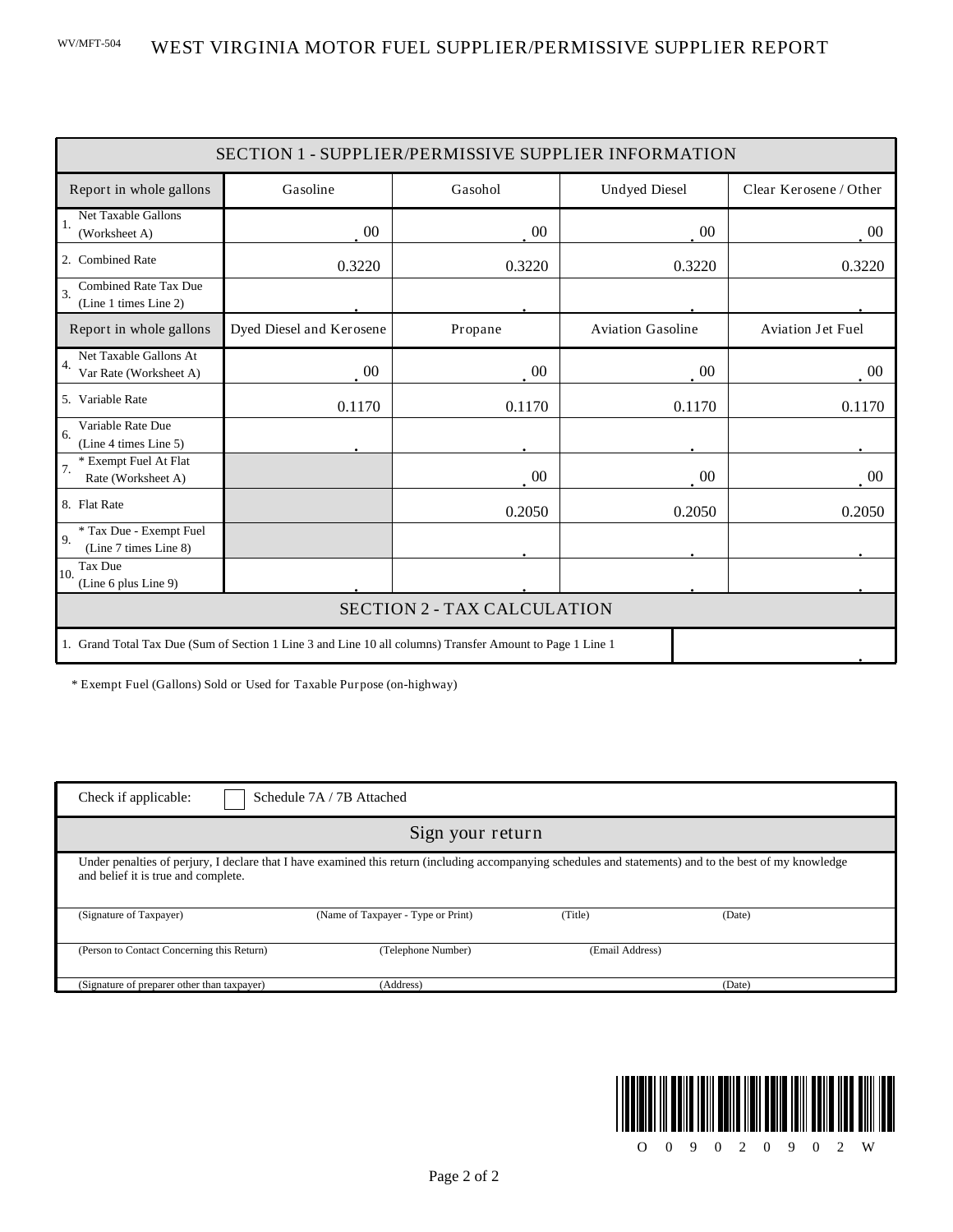WV/MFT-504

# WEST VIRGINIA MOTOR FUEL SUPPLIER/PERMISSIVE SUPPLIER REPORT

## SECTION 1 - SUPPLIER/PERMISSIVE SUPPLIER INFORMATION

| Report in whole gallons | Gasoline | Gasohol | Undyed Diesel | Clear Kerosene / Other |
|---|---|---|---|---|
| 1. Net Taxable Gallons (Worksheet A) | .00 | .00 | .00 | .00 |
| 2. Combined Rate | 0.3220 | 0.3220 | 0.3220 | 0.3220 |
| 3. Combined Rate Tax Due (Line 1 times Line 2) | . | . | . | . |
| **Report in whole gallons** | **Dyed Diesel and Kerosene** | **Propane** | **Aviation Gasoline** | **Aviation Jet Fuel** |
| 4. Net Taxable Gallons At Var Rate (Worksheet A) | .00 | .00 | .00 | .00 |
| 5. Variable Rate | 0.1170 | 0.1170 | 0.1170 | 0.1170 |
| 6. Variable Rate Due (Line 4 times Line 5) | . | . | . | . |
| 7. * Exempt Fuel At Flat Rate (Worksheet A) | | .00 | .00 | .00 |
| 8. Flat Rate | | 0.2050 | 0.2050 | 0.2050 |
| 9. * Tax Due - Exempt Fuel (Line 7 times Line 8) | | . | . | . |
| 10. Tax Due (Line 6 plus Line 9) | . | . | . | . |

## SECTION 2 - TAX CALCULATION

| | |
|---|---|
| 1. Grand Total Tax Due (Sum of Section 1 Line 3 and Line 10 all columns) Transfer Amount to Page 1 Line 1 | . |

* Exempt Fuel (Gallons) Sold or Used for Taxable Purpose (on-highway)

Check if applicable: ☐ Schedule 7A / 7B Attached

## Sign your return

Under penalties of perjury, I declare that I have examined this return (including accompanying schedules and statements) and to the best of my knowledge and belief it is true and complete.

(Signature of Taxpayer) (Name of Taxpayer - Type or Print) (Title) (Date)

(Person to Contact Concerning this Return) (Telephone Number) (Email Address)

(Signature of preparer other than taxpayer) (Address) (Date)

O 0 9 0 2 0 9 0 2 W